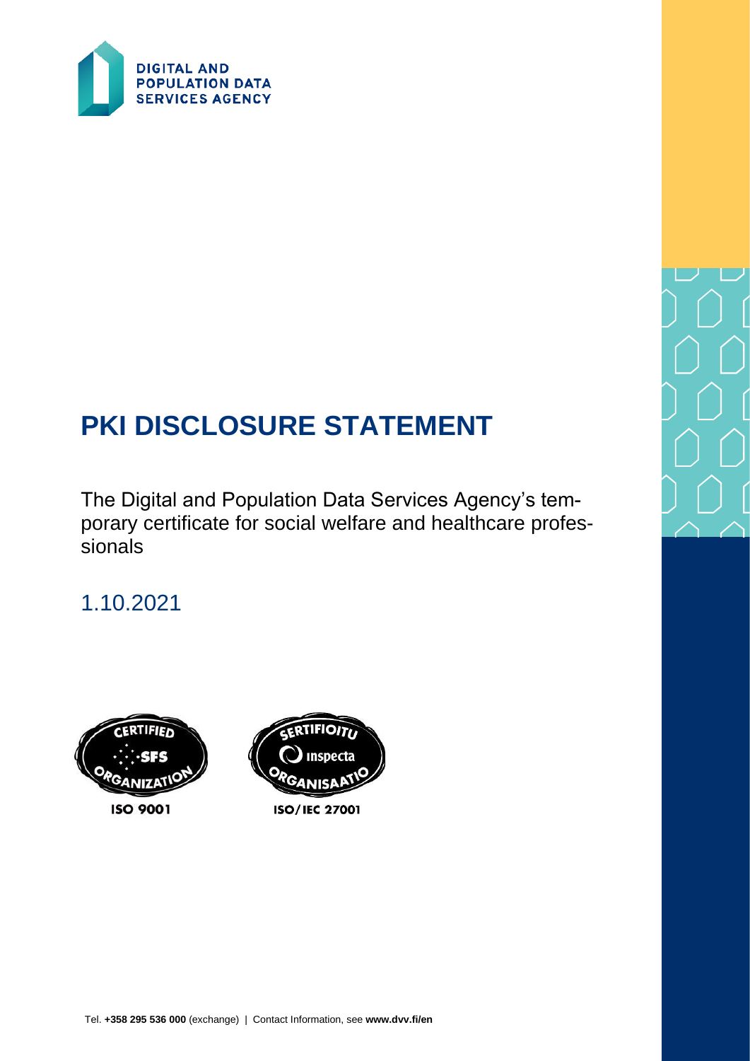DIGITAL AND POPULATION DATA SERVICES AGENCY

# PKI DISCLOSURE STATEMENT

The Digital and Population Data Services Agency's temporary certificate for social welfare and healthcare professionals

1.10.2021

CERTIFIED SFS ORGANIZATION ISO 9001

SERTIFIOITU Inspecta ORGANISAATIO ISO/IEC 27001

Tel. **+358 295 536 000** (exchange) | Contact Information, see **www.dvv.fi/en**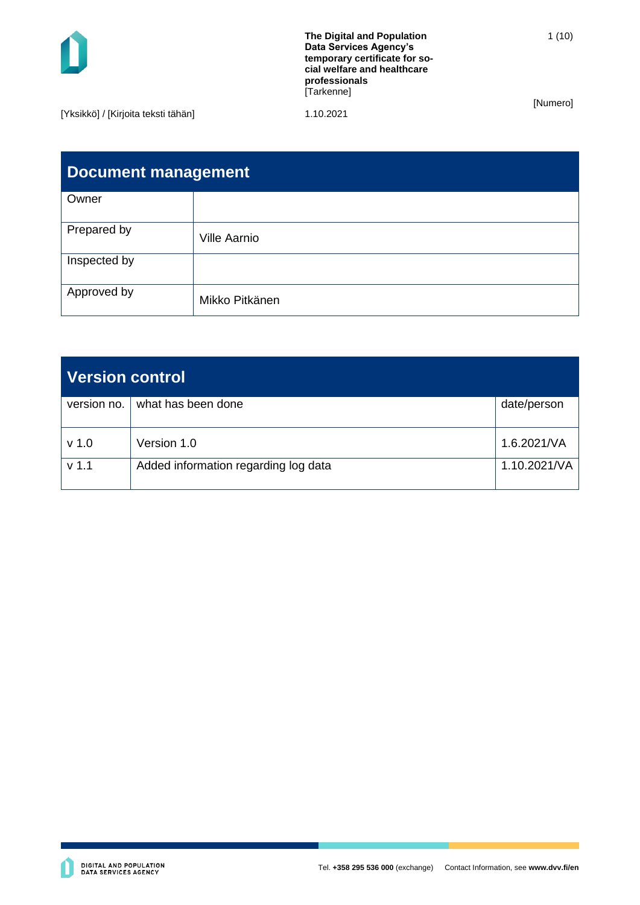| Document management | |
|---|---|
| Owner | |
| Prepared by | Ville Aarnio |
| Inspected by | |
| Approved by | Mikko Pitkänen |

| Version control | | |
|---|---|---|
| version no. | what has been done | date/person |
| v 1.0 | Version 1.0 | 1.6.2021/VA |
| v 1.1 | Added information regarding log data | 1.10.2021/VA |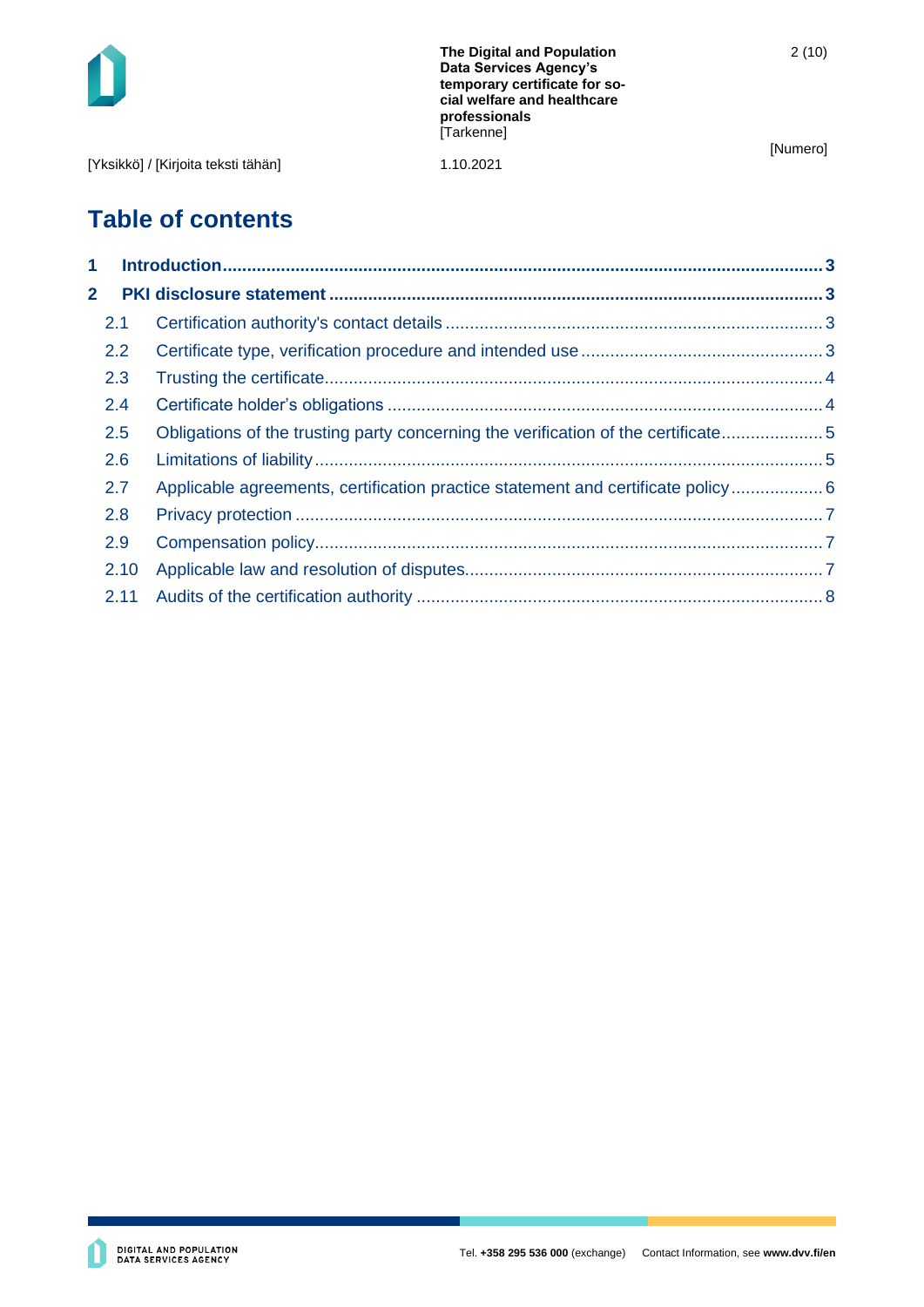# Table of contents

**1 Introduction** .......... **3**

**2 PKI disclosure statement** .......... **3**

- 2.1 Certification authority's contact details .......... 3
- 2.2 Certificate type, verification procedure and intended use .......... 3
- 2.3 Trusting the certificate .......... 4
- 2.4 Certificate holder's obligations .......... 4
- 2.5 Obligations of the trusting party concerning the verification of the certificate .......... 5
- 2.6 Limitations of liability .......... 5
- 2.7 Applicable agreements, certification practice statement and certificate policy .......... 6
- 2.8 Privacy protection .......... 7
- 2.9 Compensation policy .......... 7
- 2.10 Applicable law and resolution of disputes .......... 7
- 2.11 Audits of the certification authority .......... 8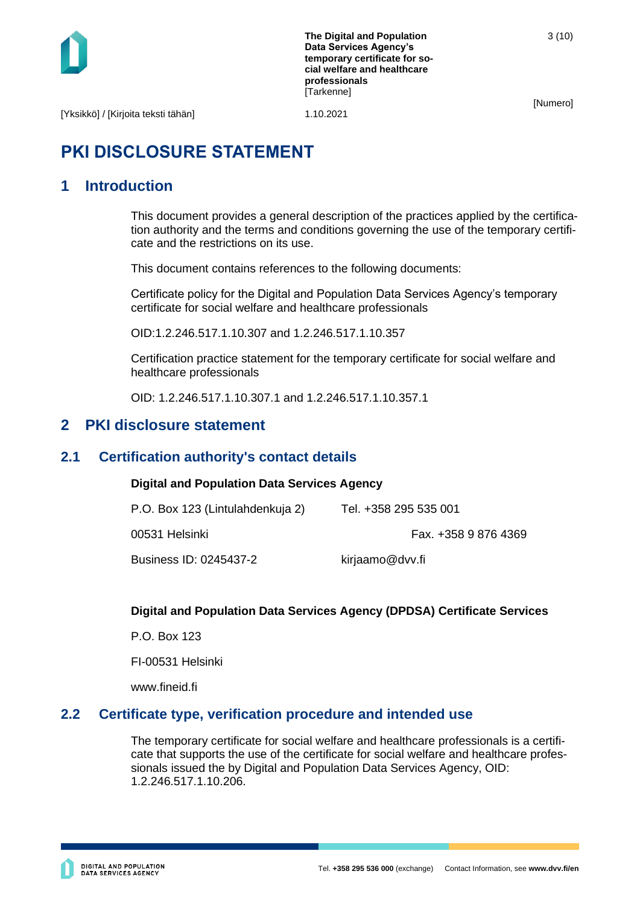# PKI DISCLOSURE STATEMENT

## 1 Introduction

This document provides a general description of the practices applied by the certification authority and the terms and conditions governing the use of the temporary certificate and the restrictions on its use.

This document contains references to the following documents:

Certificate policy for the Digital and Population Data Services Agency's temporary certificate for social welfare and healthcare professionals

OID:1.2.246.517.1.10.307 and 1.2.246.517.1.10.357

Certification practice statement for the temporary certificate for social welfare and healthcare professionals

OID: 1.2.246.517.1.10.307.1 and 1.2.246.517.1.10.357.1

## 2 PKI disclosure statement

### 2.1 Certification authority's contact details

**Digital and Population Data Services Agency**

P.O. Box 123 (Lintulahdenkuja 2) Tel. +358 295 535 001

00531 Helsinki Fax. +358 9 876 4369

Business ID: 0245437-2 kirjaamo@dvv.fi

**Digital and Population Data Services Agency (DPDSA) Certificate Services**

P.O. Box 123

FI-00531 Helsinki

www.fineid.fi

### 2.2 Certificate type, verification procedure and intended use

The temporary certificate for social welfare and healthcare professionals is a certificate that supports the use of the certificate for social welfare and healthcare professionals issued the by Digital and Population Data Services Agency, OID: 1.2.246.517.1.10.206.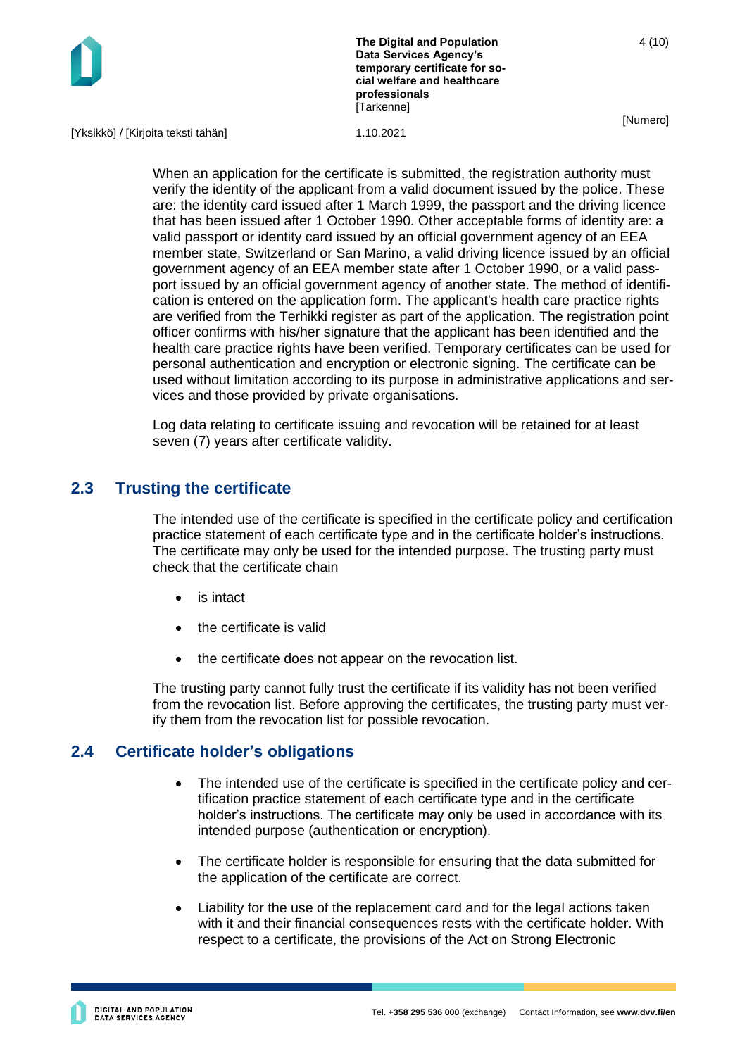When an application for the certificate is submitted, the registration authority must verify the identity of the applicant from a valid document issued by the police. These are: the identity card issued after 1 March 1999, the passport and the driving licence that has been issued after 1 October 1990. Other acceptable forms of identity are: a valid passport or identity card issued by an official government agency of an EEA member state, Switzerland or San Marino, a valid driving licence issued by an official government agency of an EEA member state after 1 October 1990, or a valid passport issued by an official government agency of another state. The method of identification is entered on the application form. The applicant's health care practice rights are verified from the Terhikki register as part of the application. The registration point officer confirms with his/her signature that the applicant has been identified and the health care practice rights have been verified. Temporary certificates can be used for personal authentication and encryption or electronic signing. The certificate can be used without limitation according to its purpose in administrative applications and services and those provided by private organisations.

Log data relating to certificate issuing and revocation will be retained for at least seven (7) years after certificate validity.

## 2.3 Trusting the certificate

The intended use of the certificate is specified in the certificate policy and certification practice statement of each certificate type and in the certificate holder's instructions. The certificate may only be used for the intended purpose. The trusting party must check that the certificate chain

- is intact
- the certificate is valid
- the certificate does not appear on the revocation list.

The trusting party cannot fully trust the certificate if its validity has not been verified from the revocation list. Before approving the certificates, the trusting party must verify them from the revocation list for possible revocation.

## 2.4 Certificate holder's obligations

- The intended use of the certificate is specified in the certificate policy and certification practice statement of each certificate type and in the certificate holder's instructions. The certificate may only be used in accordance with its intended purpose (authentication or encryption).
- The certificate holder is responsible for ensuring that the data submitted for the application of the certificate are correct.
- Liability for the use of the replacement card and for the legal actions taken with it and their financial consequences rests with the certificate holder. With respect to a certificate, the provisions of the Act on Strong Electronic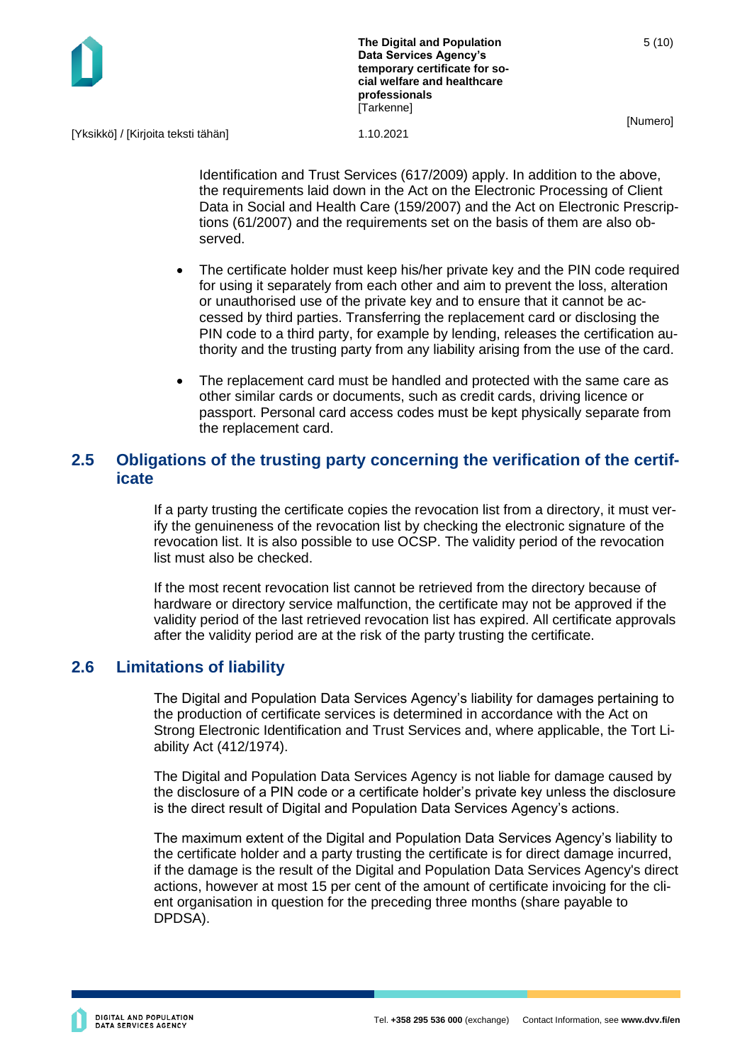Identification and Trust Services (617/2009) apply. In addition to the above, the requirements laid down in the Act on the Electronic Processing of Client Data in Social and Health Care (159/2007) and the Act on Electronic Prescriptions (61/2007) and the requirements set on the basis of them are also observed.

- The certificate holder must keep his/her private key and the PIN code required for using it separately from each other and aim to prevent the loss, alteration or unauthorised use of the private key and to ensure that it cannot be accessed by third parties. Transferring the replacement card or disclosing the PIN code to a third party, for example by lending, releases the certification authority and the trusting party from any liability arising from the use of the card.

- The replacement card must be handled and protected with the same care as other similar cards or documents, such as credit cards, driving licence or passport. Personal card access codes must be kept physically separate from the replacement card.

## 2.5 Obligations of the trusting party concerning the verification of the certificate

If a party trusting the certificate copies the revocation list from a directory, it must verify the genuineness of the revocation list by checking the electronic signature of the revocation list. It is also possible to use OCSP. The validity period of the revocation list must also be checked.

If the most recent revocation list cannot be retrieved from the directory because of hardware or directory service malfunction, the certificate may not be approved if the validity period of the last retrieved revocation list has expired. All certificate approvals after the validity period are at the risk of the party trusting the certificate.

## 2.6 Limitations of liability

The Digital and Population Data Services Agency's liability for damages pertaining to the production of certificate services is determined in accordance with the Act on Strong Electronic Identification and Trust Services and, where applicable, the Tort Liability Act (412/1974).

The Digital and Population Data Services Agency is not liable for damage caused by the disclosure of a PIN code or a certificate holder's private key unless the disclosure is the direct result of Digital and Population Data Services Agency's actions.

The maximum extent of the Digital and Population Data Services Agency's liability to the certificate holder and a party trusting the certificate is for direct damage incurred, if the damage is the result of the Digital and Population Data Services Agency's direct actions, however at most 15 per cent of the amount of certificate invoicing for the client organisation in question for the preceding three months (share payable to DPDSA).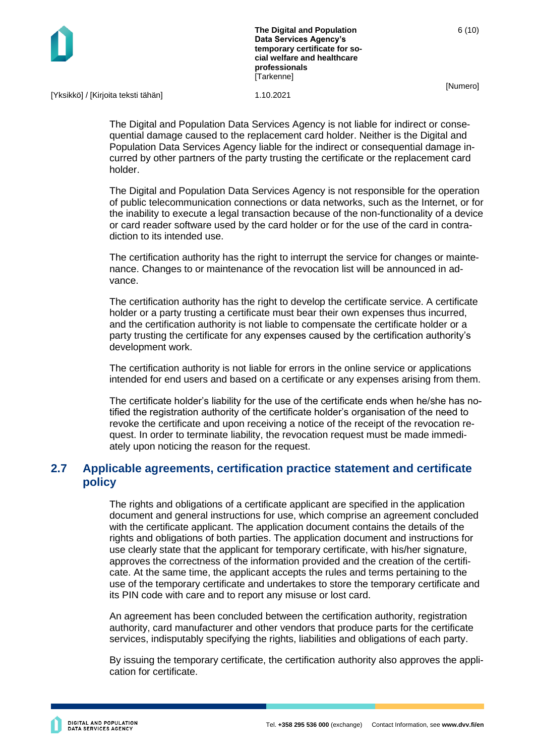The Digital and Population Data Services Agency is not liable for indirect or consequential damage caused to the replacement card holder. Neither is the Digital and Population Data Services Agency liable for the indirect or consequential damage incurred by other partners of the party trusting the certificate or the replacement card holder.

The Digital and Population Data Services Agency is not responsible for the operation of public telecommunication connections or data networks, such as the Internet, or for the inability to execute a legal transaction because of the non-functionality of a device or card reader software used by the card holder or for the use of the card in contradiction to its intended use.

The certification authority has the right to interrupt the service for changes or maintenance. Changes to or maintenance of the revocation list will be announced in advance.

The certification authority has the right to develop the certificate service. A certificate holder or a party trusting a certificate must bear their own expenses thus incurred, and the certification authority is not liable to compensate the certificate holder or a party trusting the certificate for any expenses caused by the certification authority's development work.

The certification authority is not liable for errors in the online service or applications intended for end users and based on a certificate or any expenses arising from them.

The certificate holder's liability for the use of the certificate ends when he/she has notified the registration authority of the certificate holder's organisation of the need to revoke the certificate and upon receiving a notice of the receipt of the revocation request. In order to terminate liability, the revocation request must be made immediately upon noticing the reason for the request.

## 2.7 Applicable agreements, certification practice statement and certificate policy

The rights and obligations of a certificate applicant are specified in the application document and general instructions for use, which comprise an agreement concluded with the certificate applicant. The application document contains the details of the rights and obligations of both parties. The application document and instructions for use clearly state that the applicant for temporary certificate, with his/her signature, approves the correctness of the information provided and the creation of the certificate. At the same time, the applicant accepts the rules and terms pertaining to the use of the temporary certificate and undertakes to store the temporary certificate and its PIN code with care and to report any misuse or lost card.

An agreement has been concluded between the certification authority, registration authority, card manufacturer and other vendors that produce parts for the certificate services, indisputably specifying the rights, liabilities and obligations of each party.

By issuing the temporary certificate, the certification authority also approves the application for certificate.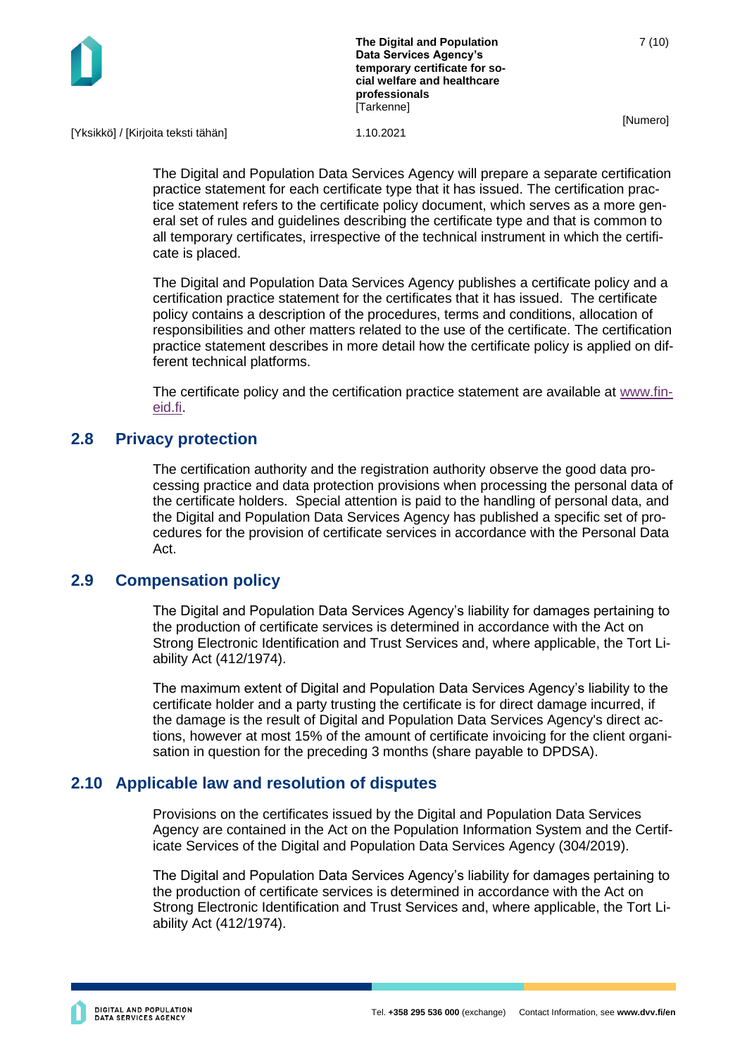The Digital and Population Data Services Agency will prepare a separate certification practice statement for each certificate type that it has issued. The certification practice statement refers to the certificate policy document, which serves as a more general set of rules and guidelines describing the certificate type and that is common to all temporary certificates, irrespective of the technical instrument in which the certificate is placed.

The Digital and Population Data Services Agency publishes a certificate policy and a certification practice statement for the certificates that it has issued. The certificate policy contains a description of the procedures, terms and conditions, allocation of responsibilities and other matters related to the use of the certificate. The certification practice statement describes in more detail how the certificate policy is applied on different technical platforms.

The certificate policy and the certification practice statement are available at www.fineid.fi.

## 2.8 Privacy protection

The certification authority and the registration authority observe the good data processing practice and data protection provisions when processing the personal data of the certificate holders. Special attention is paid to the handling of personal data, and the Digital and Population Data Services Agency has published a specific set of procedures for the provision of certificate services in accordance with the Personal Data Act.

## 2.9 Compensation policy

The Digital and Population Data Services Agency's liability for damages pertaining to the production of certificate services is determined in accordance with the Act on Strong Electronic Identification and Trust Services and, where applicable, the Tort Liability Act (412/1974).

The maximum extent of Digital and Population Data Services Agency's liability to the certificate holder and a party trusting the certificate is for direct damage incurred, if the damage is the result of Digital and Population Data Services Agency's direct actions, however at most 15% of the amount of certificate invoicing for the client organisation in question for the preceding 3 months (share payable to DPDSA).

## 2.10 Applicable law and resolution of disputes

Provisions on the certificates issued by the Digital and Population Data Services Agency are contained in the Act on the Population Information System and the Certificate Services of the Digital and Population Data Services Agency (304/2019).

The Digital and Population Data Services Agency's liability for damages pertaining to the production of certificate services is determined in accordance with the Act on Strong Electronic Identification and Trust Services and, where applicable, the Tort Liability Act (412/1974).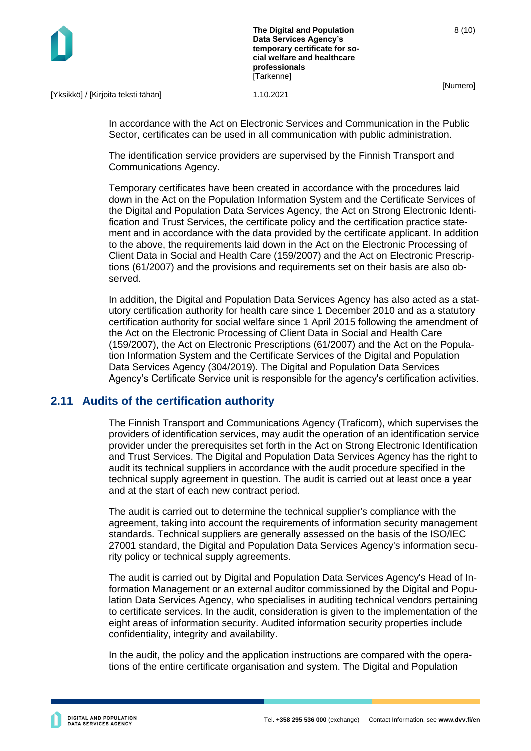In accordance with the Act on Electronic Services and Communication in the Public Sector, certificates can be used in all communication with public administration.

The identification service providers are supervised by the Finnish Transport and Communications Agency.

Temporary certificates have been created in accordance with the procedures laid down in the Act on the Population Information System and the Certificate Services of the Digital and Population Data Services Agency, the Act on Strong Electronic Identification and Trust Services, the certificate policy and the certification practice statement and in accordance with the data provided by the certificate applicant. In addition to the above, the requirements laid down in the Act on the Electronic Processing of Client Data in Social and Health Care (159/2007) and the Act on Electronic Prescriptions (61/2007) and the provisions and requirements set on their basis are also observed.

In addition, the Digital and Population Data Services Agency has also acted as a statutory certification authority for health care since 1 December 2010 and as a statutory certification authority for social welfare since 1 April 2015 following the amendment of the Act on the Electronic Processing of Client Data in Social and Health Care (159/2007), the Act on Electronic Prescriptions (61/2007) and the Act on the Population Information System and the Certificate Services of the Digital and Population Data Services Agency (304/2019). The Digital and Population Data Services Agency's Certificate Service unit is responsible for the agency's certification activities.

## 2.11 Audits of the certification authority

The Finnish Transport and Communications Agency (Traficom), which supervises the providers of identification services, may audit the operation of an identification service provider under the prerequisites set forth in the Act on Strong Electronic Identification and Trust Services. The Digital and Population Data Services Agency has the right to audit its technical suppliers in accordance with the audit procedure specified in the technical supply agreement in question. The audit is carried out at least once a year and at the start of each new contract period.

The audit is carried out to determine the technical supplier's compliance with the agreement, taking into account the requirements of information security management standards. Technical suppliers are generally assessed on the basis of the ISO/IEC 27001 standard, the Digital and Population Data Services Agency's information security policy or technical supply agreements.

The audit is carried out by Digital and Population Data Services Agency's Head of Information Management or an external auditor commissioned by the Digital and Population Data Services Agency, who specialises in auditing technical vendors pertaining to certificate services. In the audit, consideration is given to the implementation of the eight areas of information security. Audited information security properties include confidentiality, integrity and availability.

In the audit, the policy and the application instructions are compared with the operations of the entire certificate organisation and system. The Digital and Population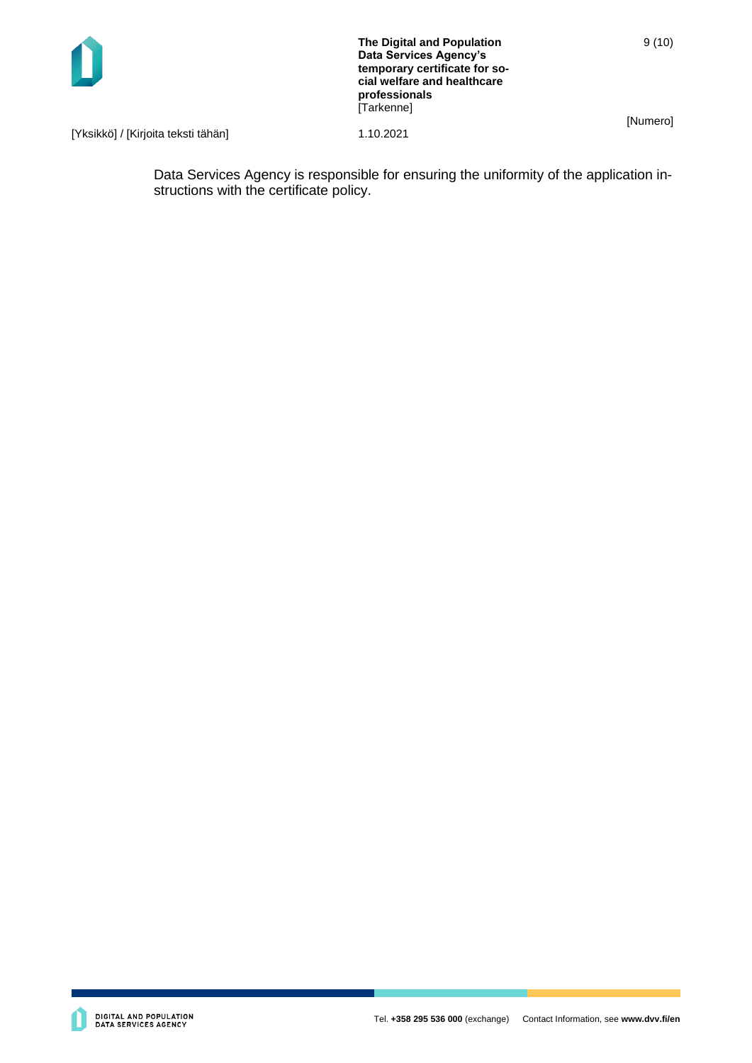Data Services Agency is responsible for ensuring the uniformity of the application instructions with the certificate policy.